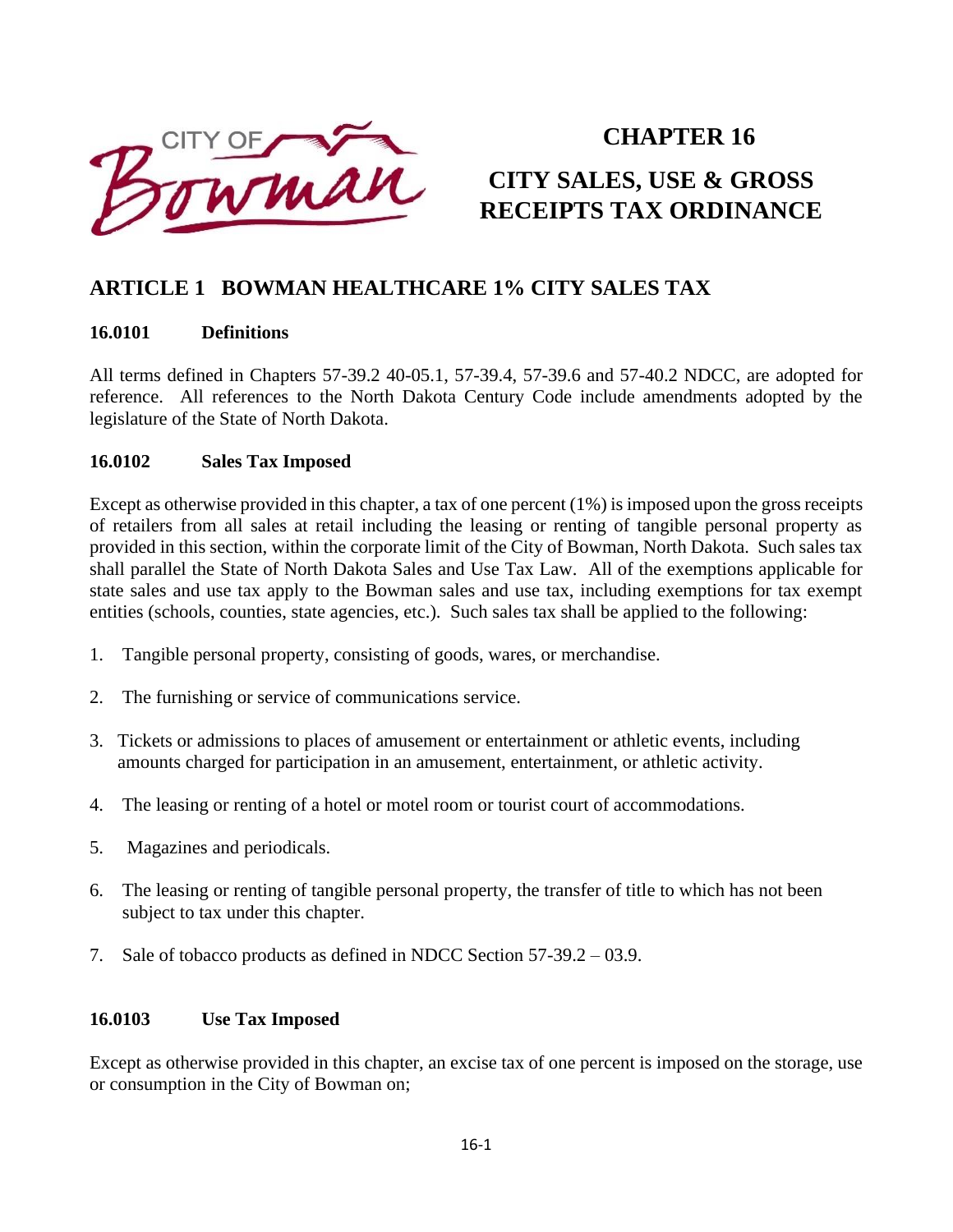CITY OF Bowman

# CHAPTER 16

# CITY SALES, USE & GROSS RECEIPTS TAX ORDINANCE

## ARTICLE 1 BOWMAN HEALTHCARE 1% CITY SALES TAX

### 16.0101 Definitions

All terms defined in Chapters 57-39.2 40-05.1, 57-39.4, 57-39.6 and 57-40.2 NDCC, are adopted for reference. All references to the North Dakota Century Code include amendments adopted by the legislature of the State of North Dakota.

### 16.0102 Sales Tax Imposed

Except as otherwise provided in this chapter, a tax of one percent (1%) is imposed upon the gross receipts of retailers from all sales at retail including the leasing or renting of tangible personal property as provided in this section, within the corporate limit of the City of Bowman, North Dakota. Such sales tax shall parallel the State of North Dakota Sales and Use Tax Law. All of the exemptions applicable for state sales and use tax apply to the Bowman sales and use tax, including exemptions for tax exempt entities (schools, counties, state agencies, etc.). Such sales tax shall be applied to the following:

1. Tangible personal property, consisting of goods, wares, or merchandise.
2. The furnishing or service of communications service.
3. Tickets or admissions to places of amusement or entertainment or athletic events, including amounts charged for participation in an amusement, entertainment, or athletic activity.
4. The leasing or renting of a hotel or motel room or tourist court of accommodations.
5. Magazines and periodicals.
6. The leasing or renting of tangible personal property, the transfer of title to which has not been subject to tax under this chapter.
7. Sale of tobacco products as defined in NDCC Section 57-39.2 – 03.9.

### 16.0103 Use Tax Imposed

Except as otherwise provided in this chapter, an excise tax of one percent is imposed on the storage, use or consumption in the City of Bowman on;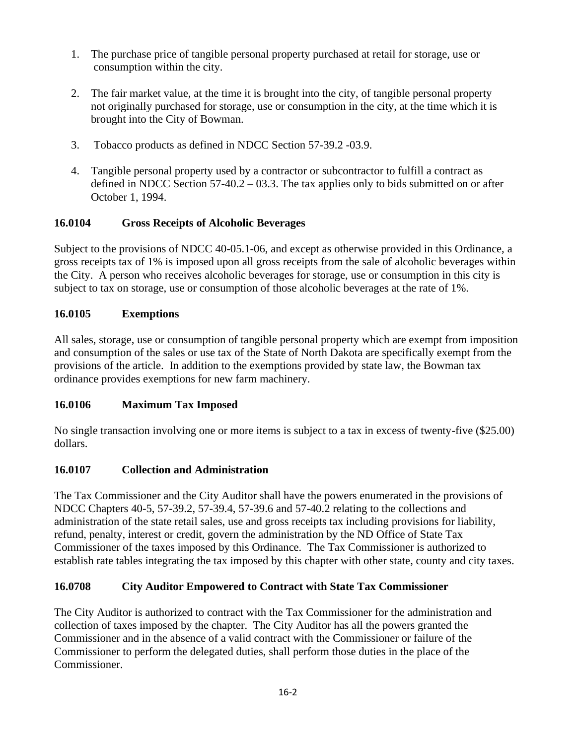1. The purchase price of tangible personal property purchased at retail for storage, use or consumption within the city.

2. The fair market value, at the time it is brought into the city, of tangible personal property not originally purchased for storage, use or consumption in the city, at the time which it is brought into the City of Bowman.

3. Tobacco products as defined in NDCC Section 57-39.2 -03.9.

4. Tangible personal property used by a contractor or subcontractor to fulfill a contract as defined in NDCC Section 57-40.2 – 03.3. The tax applies only to bids submitted on or after October 1, 1994.

**16.0104 Gross Receipts of Alcoholic Beverages**

Subject to the provisions of NDCC 40-05.1-06, and except as otherwise provided in this Ordinance, a gross receipts tax of 1% is imposed upon all gross receipts from the sale of alcoholic beverages within the City. A person who receives alcoholic beverages for storage, use or consumption in this city is subject to tax on storage, use or consumption of those alcoholic beverages at the rate of 1%.

**16.0105 Exemptions**

All sales, storage, use or consumption of tangible personal property which are exempt from imposition and consumption of the sales or use tax of the State of North Dakota are specifically exempt from the provisions of the article. In addition to the exemptions provided by state law, the Bowman tax ordinance provides exemptions for new farm machinery.

**16.0106 Maximum Tax Imposed**

No single transaction involving one or more items is subject to a tax in excess of twenty-five ($25.00) dollars.

**16.0107 Collection and Administration**

The Tax Commissioner and the City Auditor shall have the powers enumerated in the provisions of NDCC Chapters 40-5, 57-39.2, 57-39.4, 57-39.6 and 57-40.2 relating to the collections and administration of the state retail sales, use and gross receipts tax including provisions for liability, refund, penalty, interest or credit, govern the administration by the ND Office of State Tax Commissioner of the taxes imposed by this Ordinance. The Tax Commissioner is authorized to establish rate tables integrating the tax imposed by this chapter with other state, county and city taxes.

**16.0708 City Auditor Empowered to Contract with State Tax Commissioner**

The City Auditor is authorized to contract with the Tax Commissioner for the administration and collection of taxes imposed by the chapter. The City Auditor has all the powers granted the Commissioner and in the absence of a valid contract with the Commissioner or failure of the Commissioner to perform the delegated duties, shall perform those duties in the place of the Commissioner.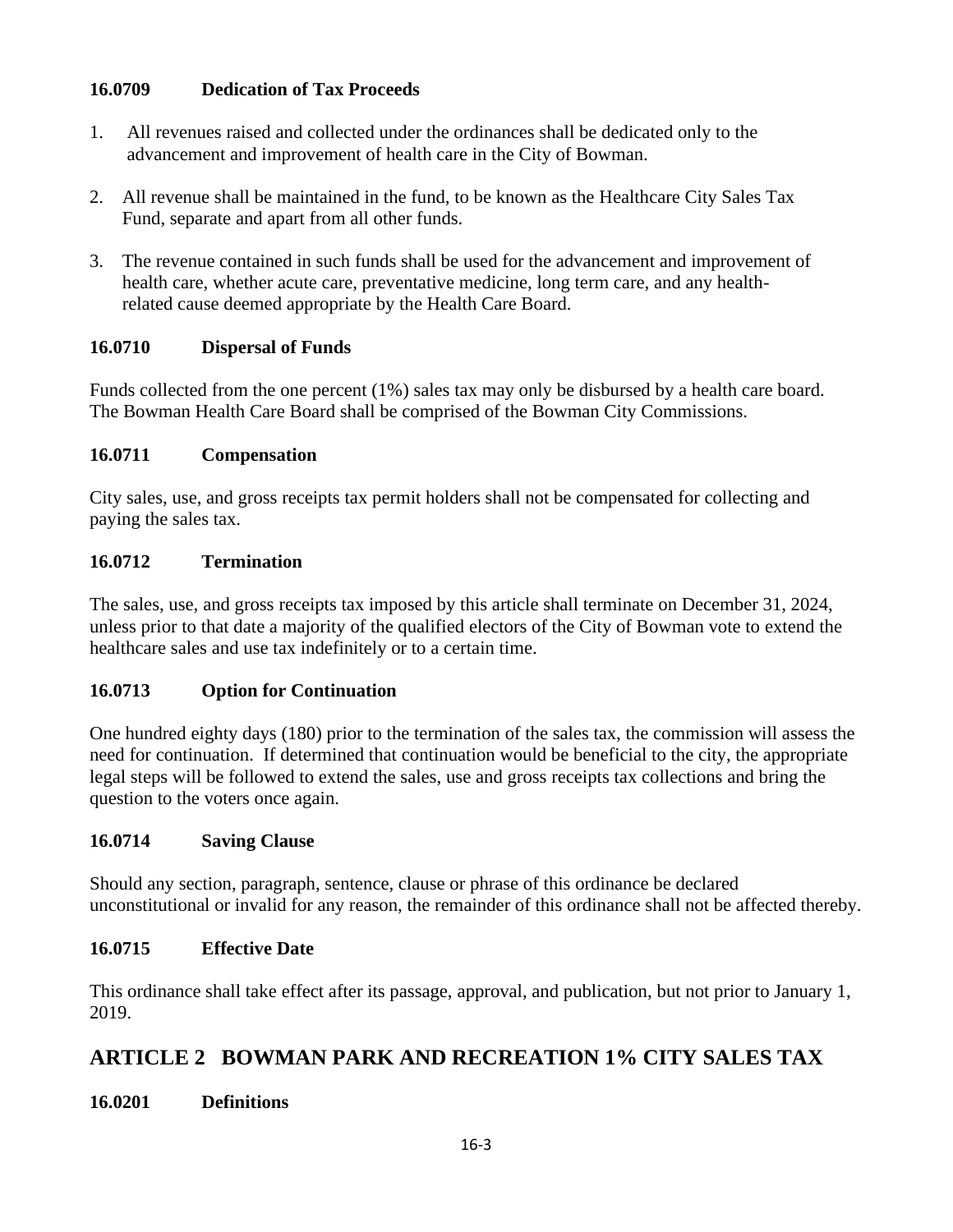### 16.0709 Dedication of Tax Proceeds

1. All revenues raised and collected under the ordinances shall be dedicated only to the advancement and improvement of health care in the City of Bowman.

2. All revenue shall be maintained in the fund, to be known as the Healthcare City Sales Tax Fund, separate and apart from all other funds.

3. The revenue contained in such funds shall be used for the advancement and improvement of health care, whether acute care, preventative medicine, long term care, and any health-related cause deemed appropriate by the Health Care Board.

### 16.0710 Dispersal of Funds

Funds collected from the one percent (1%) sales tax may only be disbursed by a health care board. The Bowman Health Care Board shall be comprised of the Bowman City Commissions.

### 16.0711 Compensation

City sales, use, and gross receipts tax permit holders shall not be compensated for collecting and paying the sales tax.

### 16.0712 Termination

The sales, use, and gross receipts tax imposed by this article shall terminate on December 31, 2024, unless prior to that date a majority of the qualified electors of the City of Bowman vote to extend the healthcare sales and use tax indefinitely or to a certain time.

### 16.0713 Option for Continuation

One hundred eighty days (180) prior to the termination of the sales tax, the commission will assess the need for continuation. If determined that continuation would be beneficial to the city, the appropriate legal steps will be followed to extend the sales, use and gross receipts tax collections and bring the question to the voters once again.

### 16.0714 Saving Clause

Should any section, paragraph, sentence, clause or phrase of this ordinance be declared unconstitutional or invalid for any reason, the remainder of this ordinance shall not be affected thereby.

### 16.0715 Effective Date

This ordinance shall take effect after its passage, approval, and publication, but not prior to January 1, 2019.

## ARTICLE 2 BOWMAN PARK AND RECREATION 1% CITY SALES TAX

### 16.0201 Definitions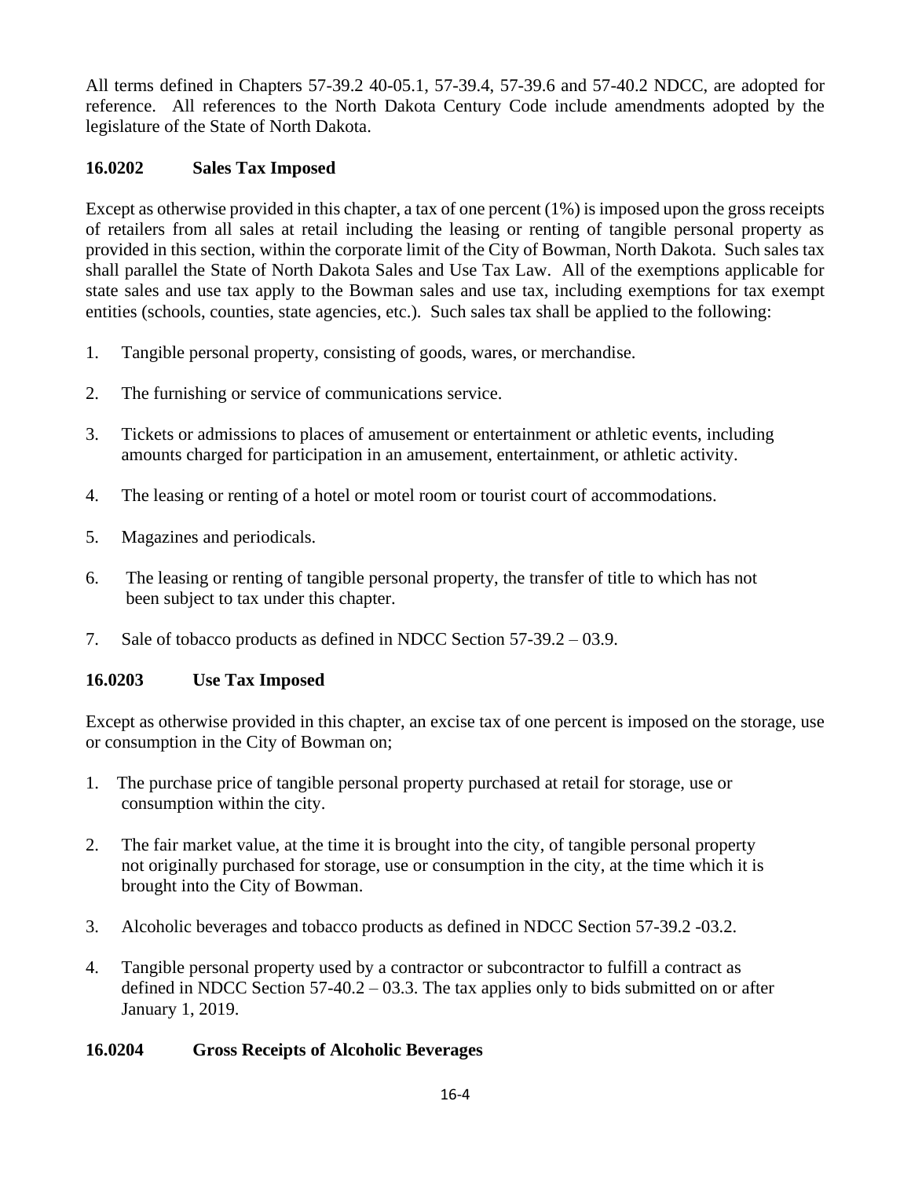All terms defined in Chapters 57-39.2 40-05.1, 57-39.4, 57-39.6 and 57-40.2 NDCC, are adopted for reference. All references to the North Dakota Century Code include amendments adopted by the legislature of the State of North Dakota.

**16.0202 Sales Tax Imposed**

Except as otherwise provided in this chapter, a tax of one percent (1%) is imposed upon the gross receipts of retailers from all sales at retail including the leasing or renting of tangible personal property as provided in this section, within the corporate limit of the City of Bowman, North Dakota. Such sales tax shall parallel the State of North Dakota Sales and Use Tax Law. All of the exemptions applicable for state sales and use tax apply to the Bowman sales and use tax, including exemptions for tax exempt entities (schools, counties, state agencies, etc.). Such sales tax shall be applied to the following:

1. Tangible personal property, consisting of goods, wares, or merchandise.
2. The furnishing or service of communications service.
3. Tickets or admissions to places of amusement or entertainment or athletic events, including amounts charged for participation in an amusement, entertainment, or athletic activity.
4. The leasing or renting of a hotel or motel room or tourist court of accommodations.
5. Magazines and periodicals.
6. The leasing or renting of tangible personal property, the transfer of title to which has not been subject to tax under this chapter.
7. Sale of tobacco products as defined in NDCC Section 57-39.2 – 03.9.

**16.0203 Use Tax Imposed**

Except as otherwise provided in this chapter, an excise tax of one percent is imposed on the storage, use or consumption in the City of Bowman on;

1. The purchase price of tangible personal property purchased at retail for storage, use or consumption within the city.
2. The fair market value, at the time it is brought into the city, of tangible personal property not originally purchased for storage, use or consumption in the city, at the time which it is brought into the City of Bowman.
3. Alcoholic beverages and tobacco products as defined in NDCC Section 57-39.2 -03.2.
4. Tangible personal property used by a contractor or subcontractor to fulfill a contract as defined in NDCC Section 57-40.2 – 03.3. The tax applies only to bids submitted on or after January 1, 2019.

**16.0204 Gross Receipts of Alcoholic Beverages**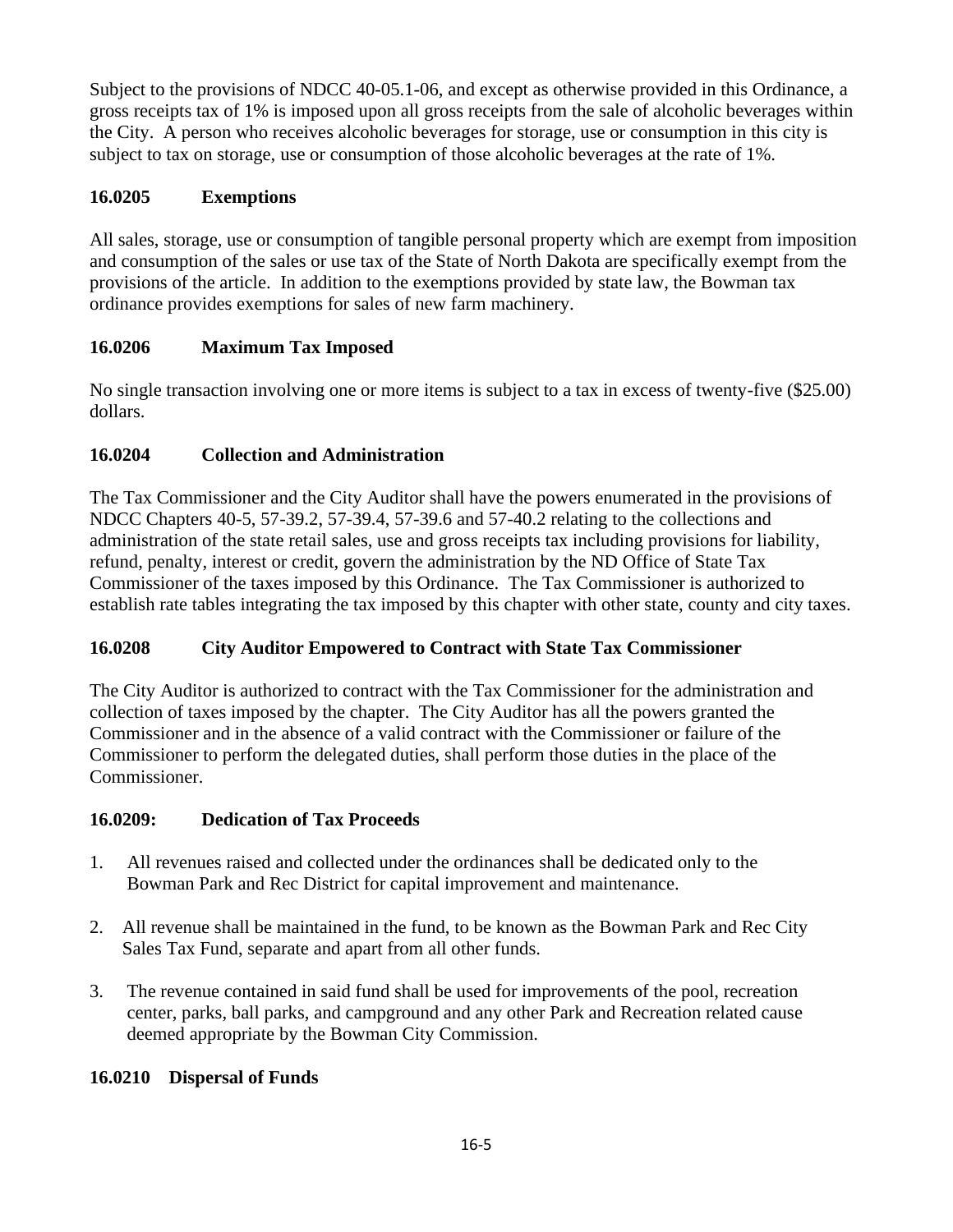Subject to the provisions of NDCC 40-05.1-06, and except as otherwise provided in this Ordinance, a gross receipts tax of 1% is imposed upon all gross receipts from the sale of alcoholic beverages within the City. A person who receives alcoholic beverages for storage, use or consumption in this city is subject to tax on storage, use or consumption of those alcoholic beverages at the rate of 1%.

### 16.0205 Exemptions

All sales, storage, use or consumption of tangible personal property which are exempt from imposition and consumption of the sales or use tax of the State of North Dakota are specifically exempt from the provisions of the article. In addition to the exemptions provided by state law, the Bowman tax ordinance provides exemptions for sales of new farm machinery.

### 16.0206 Maximum Tax Imposed

No single transaction involving one or more items is subject to a tax in excess of twenty-five ($25.00) dollars.

### 16.0204 Collection and Administration

The Tax Commissioner and the City Auditor shall have the powers enumerated in the provisions of NDCC Chapters 40-5, 57-39.2, 57-39.4, 57-39.6 and 57-40.2 relating to the collections and administration of the state retail sales, use and gross receipts tax including provisions for liability, refund, penalty, interest or credit, govern the administration by the ND Office of State Tax Commissioner of the taxes imposed by this Ordinance. The Tax Commissioner is authorized to establish rate tables integrating the tax imposed by this chapter with other state, county and city taxes.

### 16.0208 City Auditor Empowered to Contract with State Tax Commissioner

The City Auditor is authorized to contract with the Tax Commissioner for the administration and collection of taxes imposed by the chapter. The City Auditor has all the powers granted the Commissioner and in the absence of a valid contract with the Commissioner or failure of the Commissioner to perform the delegated duties, shall perform those duties in the place of the Commissioner.

### 16.0209: Dedication of Tax Proceeds

1. All revenues raised and collected under the ordinances shall be dedicated only to the Bowman Park and Rec District for capital improvement and maintenance.

2. All revenue shall be maintained in the fund, to be known as the Bowman Park and Rec City Sales Tax Fund, separate and apart from all other funds.

3. The revenue contained in said fund shall be used for improvements of the pool, recreation center, parks, ball parks, and campground and any other Park and Recreation related cause deemed appropriate by the Bowman City Commission.

### 16.0210 Dispersal of Funds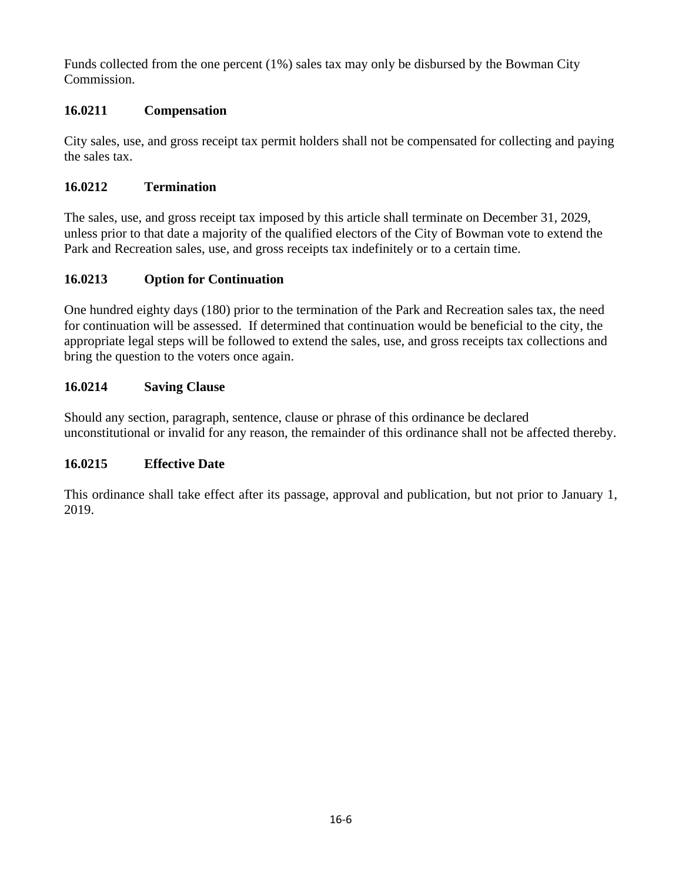Funds collected from the one percent (1%) sales tax may only be disbursed by the Bowman City Commission.

### 16.0211 Compensation

City sales, use, and gross receipt tax permit holders shall not be compensated for collecting and paying the sales tax.

### 16.0212 Termination

The sales, use, and gross receipt tax imposed by this article shall terminate on December 31, 2029, unless prior to that date a majority of the qualified electors of the City of Bowman vote to extend the Park and Recreation sales, use, and gross receipts tax indefinitely or to a certain time.

### 16.0213 Option for Continuation

One hundred eighty days (180) prior to the termination of the Park and Recreation sales tax, the need for continuation will be assessed. If determined that continuation would be beneficial to the city, the appropriate legal steps will be followed to extend the sales, use, and gross receipts tax collections and bring the question to the voters once again.

### 16.0214 Saving Clause

Should any section, paragraph, sentence, clause or phrase of this ordinance be declared unconstitutional or invalid for any reason, the remainder of this ordinance shall not be affected thereby.

### 16.0215 Effective Date

This ordinance shall take effect after its passage, approval and publication, but not prior to January 1, 2019.